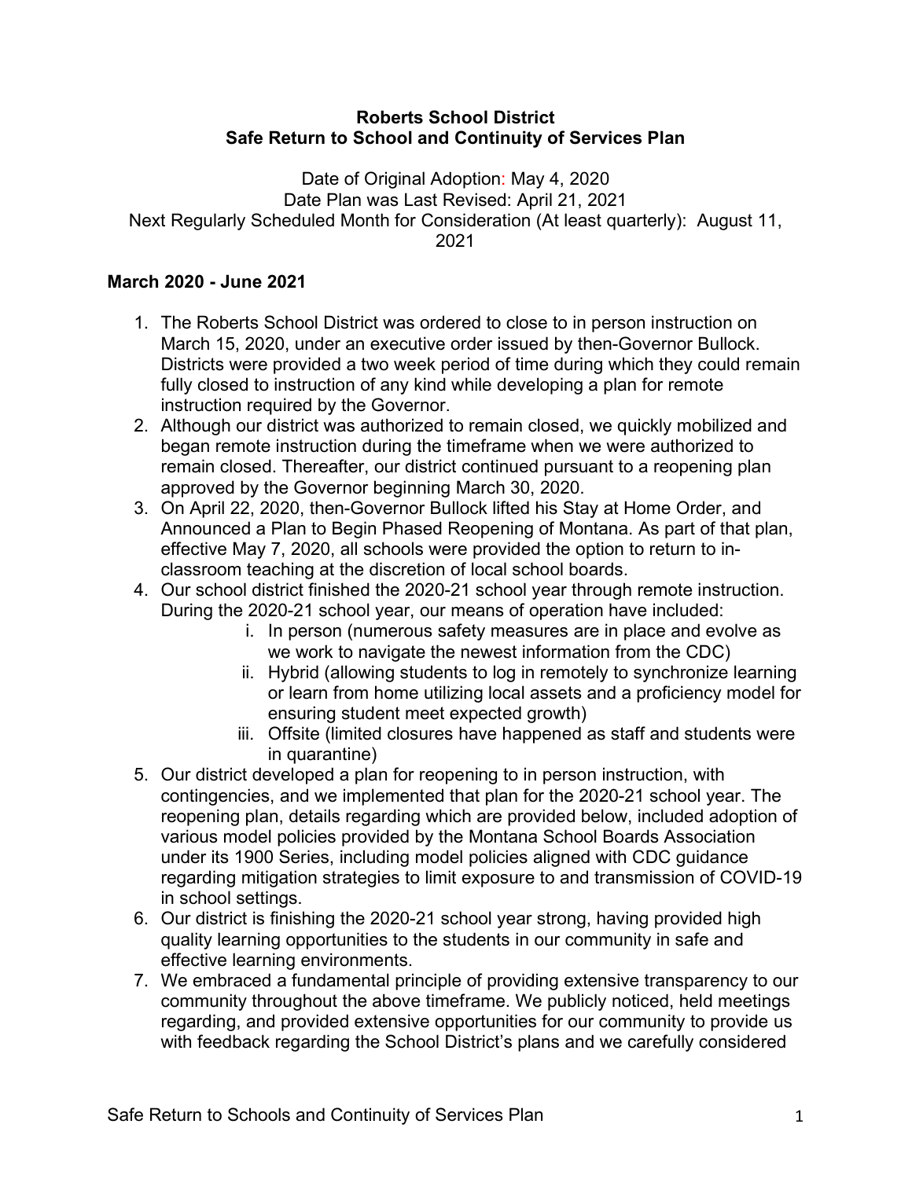**Roberts School District**
**Safe Return to School and Continuity of Services Plan**

Date of Original Adoption: May 4, 2020
Date Plan was Last Revised: April 21, 2021
Next Regularly Scheduled Month for Consideration (At least quarterly): August 11, 2021

## March 2020 - June 2021

1. The Roberts School District was ordered to close to in person instruction on March 15, 2020, under an executive order issued by then-Governor Bullock. Districts were provided a two week period of time during which they could remain fully closed to instruction of any kind while developing a plan for remote instruction required by the Governor.
2. Although our district was authorized to remain closed, we quickly mobilized and began remote instruction during the timeframe when we were authorized to remain closed. Thereafter, our district continued pursuant to a reopening plan approved by the Governor beginning March 30, 2020.
3. On April 22, 2020, then-Governor Bullock lifted his Stay at Home Order, and Announced a Plan to Begin Phased Reopening of Montana. As part of that plan, effective May 7, 2020, all schools were provided the option to return to in-classroom teaching at the discretion of local school boards.
4. Our school district finished the 2020-21 school year through remote instruction. During the 2020-21 school year, our means of operation have included:
   i. In person (numerous safety measures are in place and evolve as we work to navigate the newest information from the CDC)
   ii. Hybrid (allowing students to log in remotely to synchronize learning or learn from home utilizing local assets and a proficiency model for ensuring student meet expected growth)
   iii. Offsite (limited closures have happened as staff and students were in quarantine)
5. Our district developed a plan for reopening to in person instruction, with contingencies, and we implemented that plan for the 2020-21 school year. The reopening plan, details regarding which are provided below, included adoption of various model policies provided by the Montana School Boards Association under its 1900 Series, including model policies aligned with CDC guidance regarding mitigation strategies to limit exposure to and transmission of COVID-19 in school settings.
6. Our district is finishing the 2020-21 school year strong, having provided high quality learning opportunities to the students in our community in safe and effective learning environments.
7. We embraced a fundamental principle of providing extensive transparency to our community throughout the above timeframe. We publicly noticed, held meetings regarding, and provided extensive opportunities for our community to provide us with feedback regarding the School District's plans and we carefully considered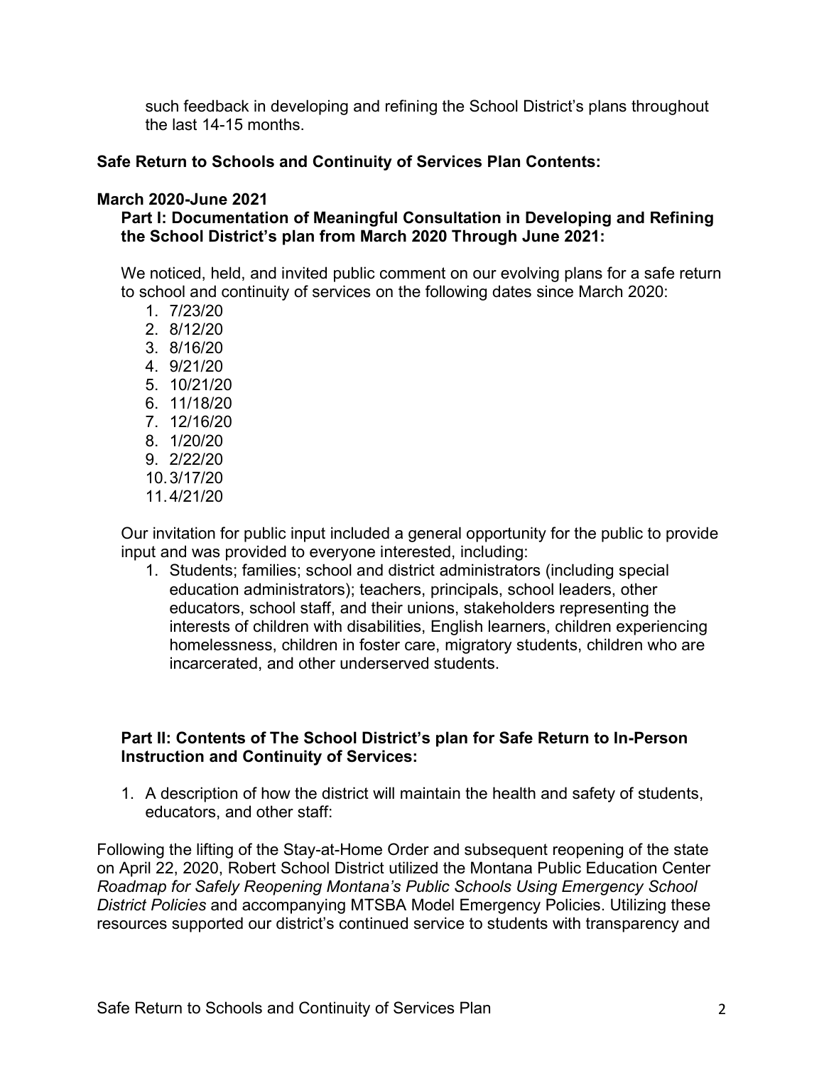such feedback in developing and refining the School District's plans throughout the last 14-15 months.

**Safe Return to Schools and Continuity of Services Plan Contents:**

**March 2020-June 2021**

**Part I: Documentation of Meaningful Consultation in Developing and Refining the School District's plan from March 2020 Through June 2021:**

We noticed, held, and invited public comment on our evolving plans for a safe return to school and continuity of services on the following dates since March 2020:

1. 7/23/20
2. 8/12/20
3. 8/16/20
4. 9/21/20
5. 10/21/20
6. 11/18/20
7. 12/16/20
8. 1/20/20
9. 2/22/20
10. 3/17/20
11. 4/21/20

Our invitation for public input included a general opportunity for the public to provide input and was provided to everyone interested, including:

1. Students; families; school and district administrators (including special education administrators); teachers, principals, school leaders, other educators, school staff, and their unions, stakeholders representing the interests of children with disabilities, English learners, children experiencing homelessness, children in foster care, migratory students, children who are incarcerated, and other underserved students.

**Part II: Contents of The School District's plan for Safe Return to In-Person Instruction and Continuity of Services:**

1. A description of how the district will maintain the health and safety of students, educators, and other staff:

Following the lifting of the Stay-at-Home Order and subsequent reopening of the state on April 22, 2020, Robert School District utilized the Montana Public Education Center *Roadmap for Safely Reopening Montana's Public Schools Using Emergency School District Policies* and accompanying MTSBA Model Emergency Policies. Utilizing these resources supported our district's continued service to students with transparency and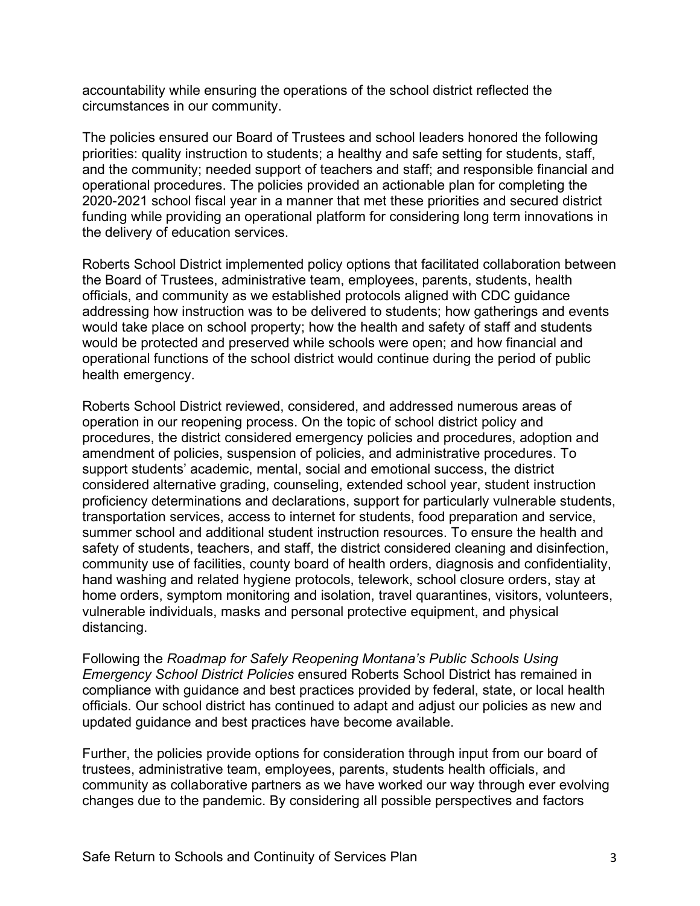accountability while ensuring the operations of the school district reflected the circumstances in our community.

The policies ensured our Board of Trustees and school leaders honored the following priorities: quality instruction to students; a healthy and safe setting for students, staff, and the community; needed support of teachers and staff; and responsible financial and operational procedures. The policies provided an actionable plan for completing the 2020-2021 school fiscal year in a manner that met these priorities and secured district funding while providing an operational platform for considering long term innovations in the delivery of education services.

Roberts School District implemented policy options that facilitated collaboration between the Board of Trustees, administrative team, employees, parents, students, health officials, and community as we established protocols aligned with CDC guidance addressing how instruction was to be delivered to students; how gatherings and events would take place on school property; how the health and safety of staff and students would be protected and preserved while schools were open; and how financial and operational functions of the school district would continue during the period of public health emergency.

Roberts School District reviewed, considered, and addressed numerous areas of operation in our reopening process. On the topic of school district policy and procedures, the district considered emergency policies and procedures, adoption and amendment of policies, suspension of policies, and administrative procedures. To support students' academic, mental, social and emotional success, the district considered alternative grading, counseling, extended school year, student instruction proficiency determinations and declarations, support for particularly vulnerable students, transportation services, access to internet for students, food preparation and service, summer school and additional student instruction resources. To ensure the health and safety of students, teachers, and staff, the district considered cleaning and disinfection, community use of facilities, county board of health orders, diagnosis and confidentiality, hand washing and related hygiene protocols, telework, school closure orders, stay at home orders, symptom monitoring and isolation, travel quarantines, visitors, volunteers, vulnerable individuals, masks and personal protective equipment, and physical distancing.

Following the *Roadmap for Safely Reopening Montana's Public Schools Using Emergency School District Policies* ensured Roberts School District has remained in compliance with guidance and best practices provided by federal, state, or local health officials. Our school district has continued to adapt and adjust our policies as new and updated guidance and best practices have become available.

Further, the policies provide options for consideration through input from our board of trustees, administrative team, employees, parents, students health officials, and community as collaborative partners as we have worked our way through ever evolving changes due to the pandemic. By considering all possible perspectives and factors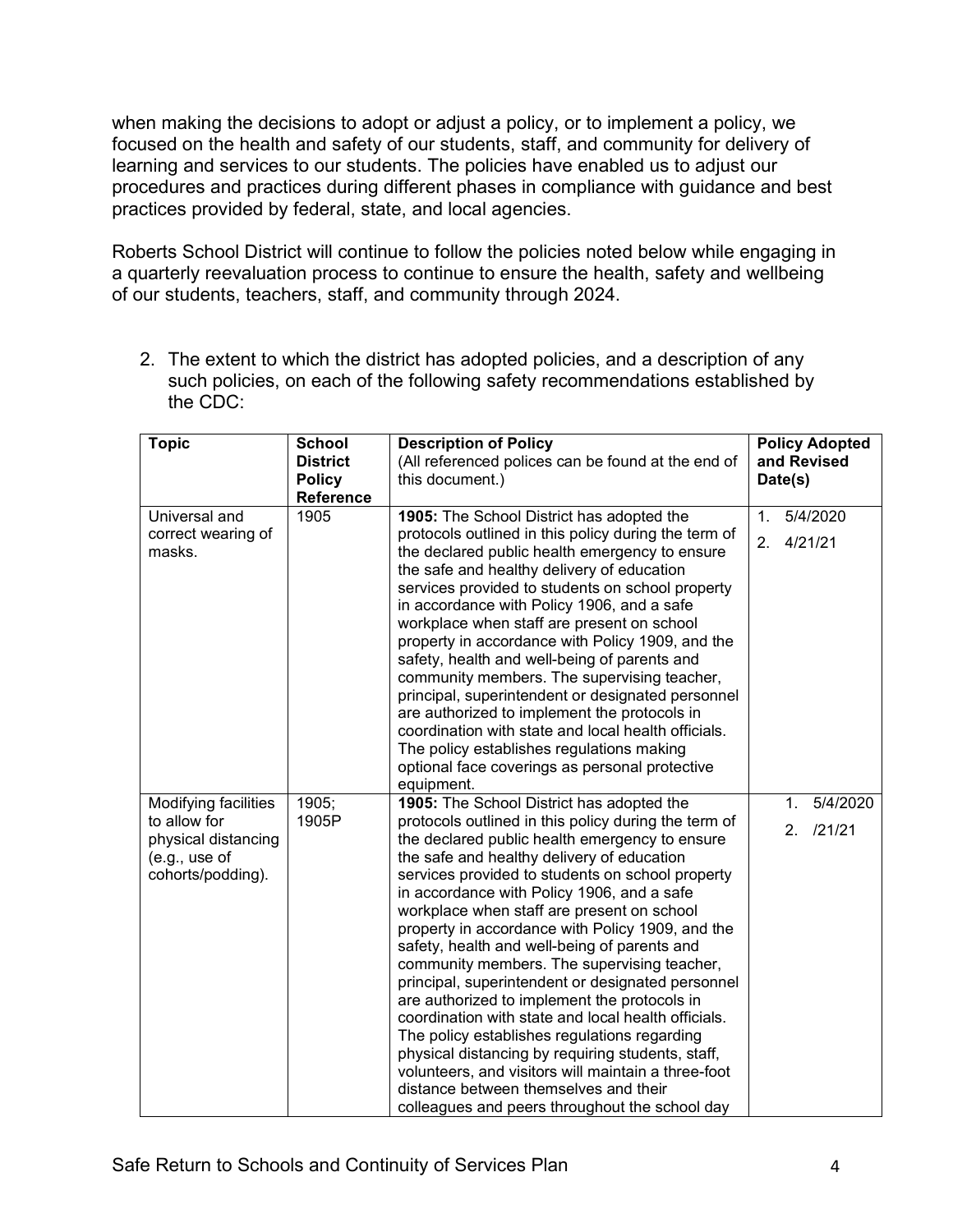when making the decisions to adopt or adjust a policy, or to implement a policy, we focused on the health and safety of our students, staff, and community for delivery of learning and services to our students. The policies have enabled us to adjust our procedures and practices during different phases in compliance with guidance and best practices provided by federal, state, and local agencies.

Roberts School District will continue to follow the policies noted below while engaging in a quarterly reevaluation process to continue to ensure the health, safety and wellbeing of our students, teachers, staff, and community through 2024.

2. The extent to which the district has adopted policies, and a description of any such policies, on each of the following safety recommendations established by the CDC:

| Topic | School District Policy Reference | Description of Policy (All referenced polices can be found at the end of this document.) | Policy Adopted and Revised Date(s) |
|---|---|---|---|
| Universal and correct wearing of masks. | 1905 | **1905:** The School District has adopted the protocols outlined in this policy during the term of the declared public health emergency to ensure the safe and healthy delivery of education services provided to students on school property in accordance with Policy 1906, and a safe workplace when staff are present on school property in accordance with Policy 1909, and the safety, health and well-being of parents and community members. The supervising teacher, principal, superintendent or designated personnel are authorized to implement the protocols in coordination with state and local health officials. The policy establishes regulations making optional face coverings as personal protective equipment. | 1. 5/4/2020<br>2. 4/21/21 |
| Modifying facilities to allow for physical distancing (e.g., use of cohorts/podding). | 1905; 1905P | **1905:** The School District has adopted the protocols outlined in this policy during the term of the declared public health emergency to ensure the safe and healthy delivery of education services provided to students on school property in accordance with Policy 1906, and a safe workplace when staff are present on school property in accordance with Policy 1909, and the safety, health and well-being of parents and community members. The supervising teacher, principal, superintendent or designated personnel are authorized to implement the protocols in coordination with state and local health officials. The policy establishes regulations regarding physical distancing by requiring students, staff, volunteers, and visitors will maintain a three-foot distance between themselves and their colleagues and peers throughout the school day | 1. 5/4/2020<br>2. /21/21 |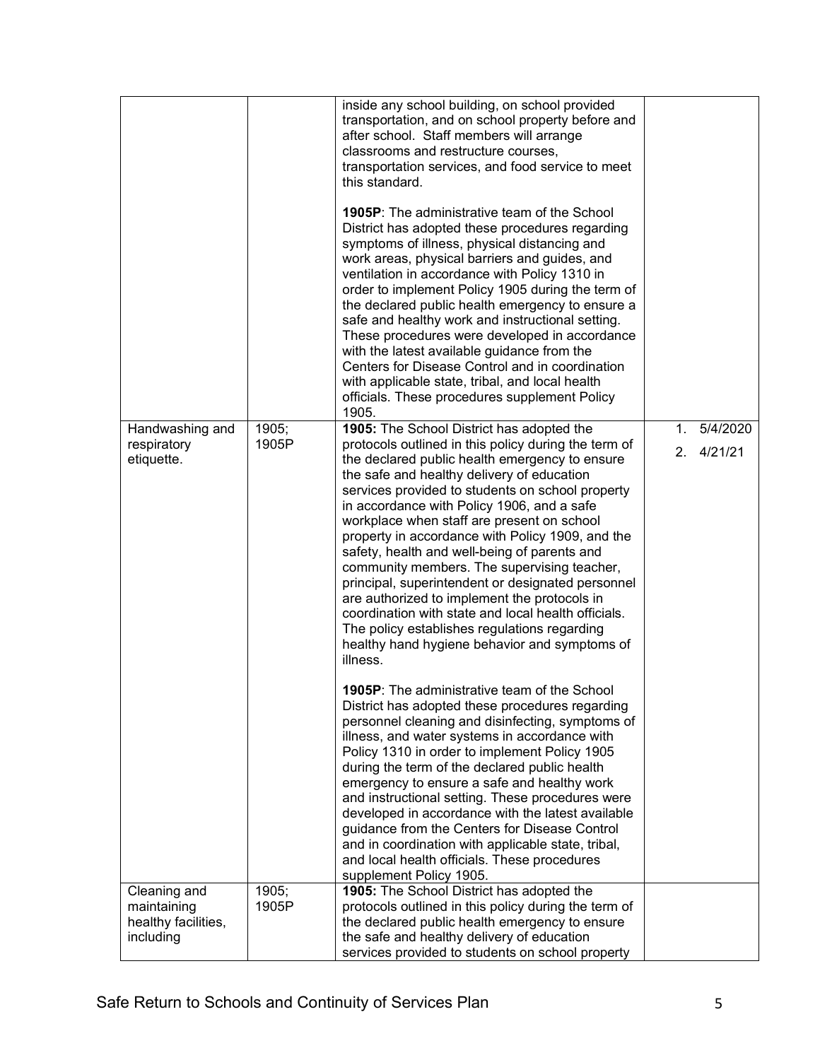| | | | |
|---|---|---|---|
| | | inside any school building, on school provided transportation, and on school property before and after school. Staff members will arrange classrooms and restructure courses, transportation services, and food service to meet this standard.<br><br>**1905P**: The administrative team of the School District has adopted these procedures regarding symptoms of illness, physical distancing and work areas, physical barriers and guides, and ventilation in accordance with Policy 1310 in order to implement Policy 1905 during the term of the declared public health emergency to ensure a safe and healthy work and instructional setting. These procedures were developed in accordance with the latest available guidance from the Centers for Disease Control and in coordination with applicable state, tribal, and local health officials. These procedures supplement Policy 1905. | |
| Handwashing and respiratory etiquette. | 1905; 1905P | **1905:** The School District has adopted the protocols outlined in this policy during the term of the declared public health emergency to ensure the safe and healthy delivery of education services provided to students on school property in accordance with Policy 1906, and a safe workplace when staff are present on school property in accordance with Policy 1909, and the safety, health and well-being of parents and community members. The supervising teacher, principal, superintendent or designated personnel are authorized to implement the protocols in coordination with state and local health officials. The policy establishes regulations regarding healthy hand hygiene behavior and symptoms of illness.<br><br>**1905P**: The administrative team of the School District has adopted these procedures regarding personnel cleaning and disinfecting, symptoms of illness, and water systems in accordance with Policy 1310 in order to implement Policy 1905 during the term of the declared public health emergency to ensure a safe and healthy work and instructional setting. These procedures were developed in accordance with the latest available guidance from the Centers for Disease Control and in coordination with applicable state, tribal, and local health officials. These procedures supplement Policy 1905. | 1. 5/4/2020<br>2. 4/21/21 |
| Cleaning and maintaining healthy facilities, including | 1905; 1905P | **1905:** The School District has adopted the protocols outlined in this policy during the term of the declared public health emergency to ensure the safe and healthy delivery of education services provided to students on school property | |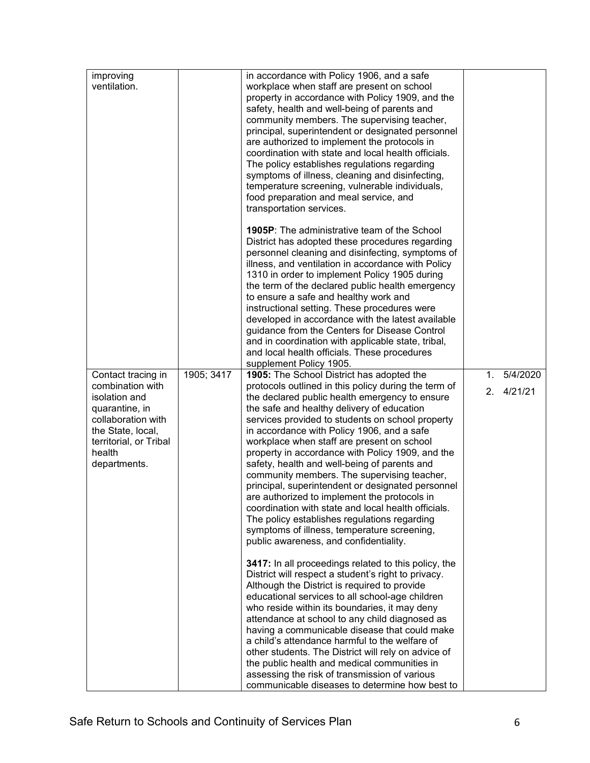| | | | |
|---|---|---|---|
| improving ventilation. | | in accordance with Policy 1906, and a safe workplace when staff are present on school property in accordance with Policy 1909, and the safety, health and well-being of parents and community members. The supervising teacher, principal, superintendent or designated personnel are authorized to implement the protocols in coordination with state and local health officials. The policy establishes regulations regarding symptoms of illness, cleaning and disinfecting, temperature screening, vulnerable individuals, food preparation and meal service, and transportation services.<br><br>**1905P**: The administrative team of the School District has adopted these procedures regarding personnel cleaning and disinfecting, symptoms of illness, and ventilation in accordance with Policy 1310 in order to implement Policy 1905 during the term of the declared public health emergency to ensure a safe and healthy work and instructional setting. These procedures were developed in accordance with the latest available guidance from the Centers for Disease Control and in coordination with applicable state, tribal, and local health officials. These procedures supplement Policy 1905. | |
| Contact tracing in combination with isolation and quarantine, in collaboration with the State, local, territorial, or Tribal health departments. | 1905; 3417 | **1905:** The School District has adopted the protocols outlined in this policy during the term of the declared public health emergency to ensure the safe and healthy delivery of education services provided to students on school property in accordance with Policy 1906, and a safe workplace when staff are present on school property in accordance with Policy 1909, and the safety, health and well-being of parents and community members. The supervising teacher, principal, superintendent or designated personnel are authorized to implement the protocols in coordination with state and local health officials. The policy establishes regulations regarding symptoms of illness, temperature screening, public awareness, and confidentiality.<br><br>**3417:** In all proceedings related to this policy, the District will respect a student's right to privacy. Although the District is required to provide educational services to all school-age children who reside within its boundaries, it may deny attendance at school to any child diagnosed as having a communicable disease that could make a child's attendance harmful to the welfare of other students. The District will rely on advice of the public health and medical communities in assessing the risk of transmission of various communicable diseases to determine how best to | 1. 5/4/2020<br>2. 4/21/21 |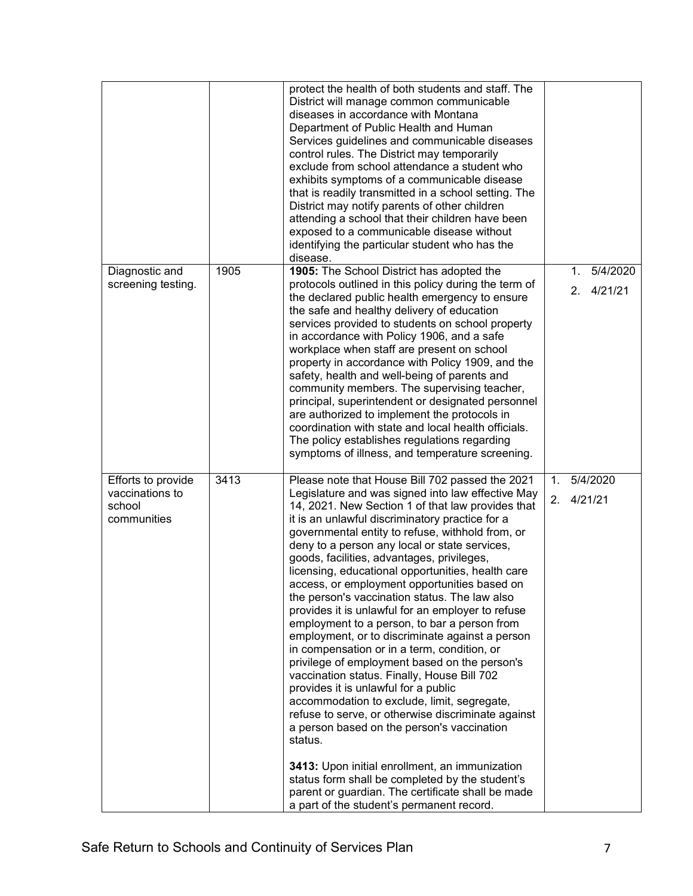| | | | |
|---|---|---|---|
| | | protect the health of both students and staff. The District will manage common communicable diseases in accordance with Montana Department of Public Health and Human Services guidelines and communicable diseases control rules. The District may temporarily exclude from school attendance a student who exhibits symptoms of a communicable disease that is readily transmitted in a school setting. The District may notify parents of other children attending a school that their children have been exposed to a communicable disease without identifying the particular student who has the disease. | |
| Diagnostic and screening testing. | 1905 | **1905:** The School District has adopted the protocols outlined in this policy during the term of the declared public health emergency to ensure the safe and healthy delivery of education services provided to students on school property in accordance with Policy 1906, and a safe workplace when staff are present on school property in accordance with Policy 1909, and the safety, health and well-being of parents and community members. The supervising teacher, principal, superintendent or designated personnel are authorized to implement the protocols in coordination with state and local health officials. The policy establishes regulations regarding symptoms of illness, and temperature screening. | 1. 5/4/2020<br>2. 4/21/21 |
| Efforts to provide vaccinations to school communities | 3413 | Please note that House Bill 702 passed the 2021 Legislature and was signed into law effective May 14, 2021. New Section 1 of that law provides that it is an unlawful discriminatory practice for a governmental entity to refuse, withhold from, or deny to a person any local or state services, goods, facilities, advantages, privileges, licensing, educational opportunities, health care access, or employment opportunities based on the person's vaccination status. The law also provides it is unlawful for an employer to refuse employment to a person, to bar a person from employment, or to discriminate against a person in compensation or in a term, condition, or privilege of employment based on the person's vaccination status. Finally, House Bill 702 provides it is unlawful for a public accommodation to exclude, limit, segregate, refuse to serve, or otherwise discriminate against a person based on the person's vaccination status.<br><br>**3413:** Upon initial enrollment, an immunization status form shall be completed by the student's parent or guardian. The certificate shall be made a part of the student's permanent record. | 1. 5/4/2020<br>2. 4/21/21 |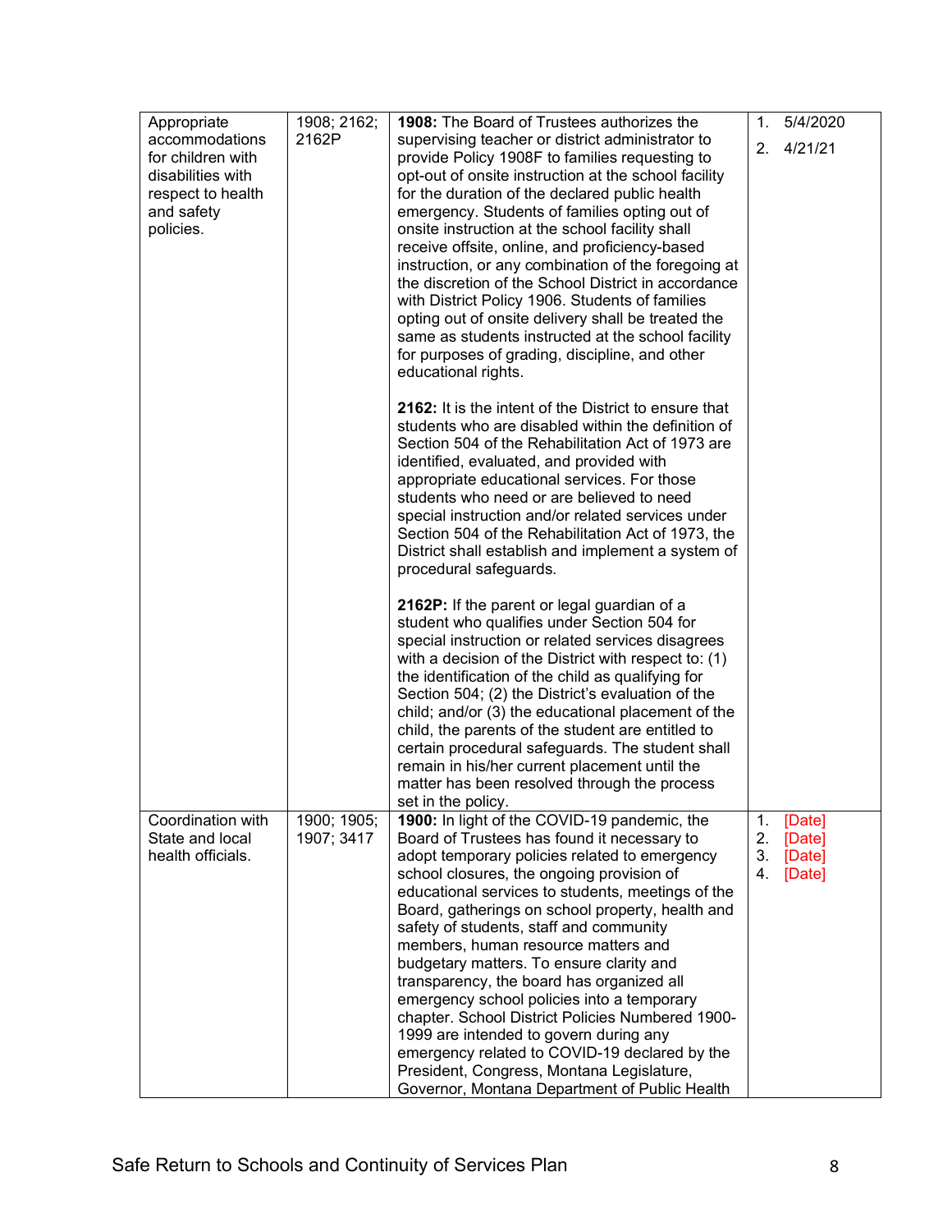| Appropriate accommodations for children with disabilities with respect to health and safety policies. | 1908; 2162; 2162P | **1908:** The Board of Trustees authorizes the supervising teacher or district administrator to provide Policy 1908F to families requesting to opt-out of onsite instruction at the school facility for the duration of the declared public health emergency. Students of families opting out of onsite instruction at the school facility shall receive offsite, online, and proficiency-based instruction, or any combination of the foregoing at the discretion of the School District in accordance with District Policy 1906. Students of families opting out of onsite delivery shall be treated the same as students instructed at the school facility for purposes of grading, discipline, and other educational rights.<br><br>**2162:** It is the intent of the District to ensure that students who are disabled within the definition of Section 504 of the Rehabilitation Act of 1973 are identified, evaluated, and provided with appropriate educational services. For those students who need or are believed to need special instruction and/or related services under Section 504 of the Rehabilitation Act of 1973, the District shall establish and implement a system of procedural safeguards.<br><br>**2162P:** If the parent or legal guardian of a student who qualifies under Section 504 for special instruction or related services disagrees with a decision of the District with respect to: (1) the identification of the child as qualifying for Section 504; (2) the District's evaluation of the child; and/or (3) the educational placement of the child, the parents of the student are entitled to certain procedural safeguards. The student shall remain in his/her current placement until the matter has been resolved through the process set in the policy. | 1. 5/4/2020<br>2. 4/21/21 |
|---|---|---|---|
| Coordination with State and local health officials. | 1900; 1905; 1907; 3417 | **1900:** In light of the COVID-19 pandemic, the Board of Trustees has found it necessary to adopt temporary policies related to emergency school closures, the ongoing provision of educational services to students, meetings of the Board, gatherings on school property, health and safety of students, staff and community members, human resource matters and budgetary matters. To ensure clarity and transparency, the board has organized all emergency school policies into a temporary chapter. School District Policies Numbered 1900-1999 are intended to govern during any emergency related to COVID-19 declared by the President, Congress, Montana Legislature, Governor, Montana Department of Public Health | 1. [Date]<br>2. [Date]<br>3. [Date]<br>4. [Date] |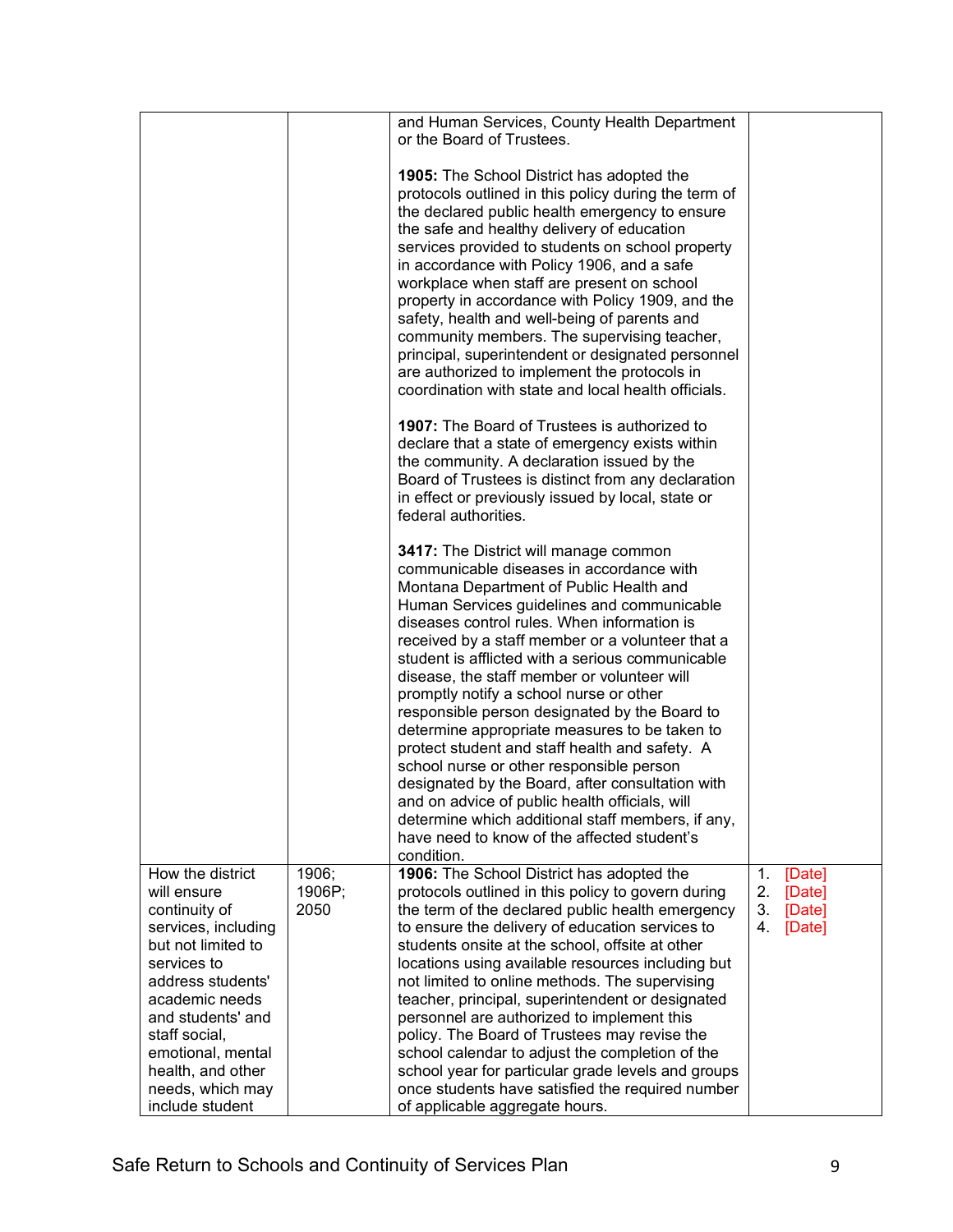|  |  |  |  |
|---|---|---|---|
|  |  | and Human Services, County Health Department or the Board of Trustees.<br><br>**1905:** The School District has adopted the protocols outlined in this policy during the term of the declared public health emergency to ensure the safe and healthy delivery of education services provided to students on school property in accordance with Policy 1906, and a safe workplace when staff are present on school property in accordance with Policy 1909, and the safety, health and well-being of parents and community members. The supervising teacher, principal, superintendent or designated personnel are authorized to implement the protocols in coordination with state and local health officials.<br><br>**1907:** The Board of Trustees is authorized to declare that a state of emergency exists within the community. A declaration issued by the Board of Trustees is distinct from any declaration in effect or previously issued by local, state or federal authorities.<br><br>**3417:** The District will manage common communicable diseases in accordance with Montana Department of Public Health and Human Services guidelines and communicable diseases control rules. When information is received by a staff member or a volunteer that a student is afflicted with a serious communicable disease, the staff member or volunteer will promptly notify a school nurse or other responsible person designated by the Board to determine appropriate measures to be taken to protect student and staff health and safety. A school nurse or other responsible person designated by the Board, after consultation with and on advice of public health officials, will determine which additional staff members, if any, have need to know of the affected student's condition. |  |
| How the district will ensure continuity of services, including but not limited to services to address students' academic needs and students' and staff social, emotional, mental health, and other needs, which may include student | 1906; 1906P; 2050 | **1906:** The School District has adopted the protocols outlined in this policy to govern during the term of the declared public health emergency to ensure the delivery of education services to students onsite at the school, offsite at other locations using available resources including but not limited to online methods. The supervising teacher, principal, superintendent or designated personnel are authorized to implement this policy. The Board of Trustees may revise the school calendar to adjust the completion of the school year for particular grade levels and groups once students have satisfied the required number of applicable aggregate hours. | 1. [Date]<br>2. [Date]<br>3. [Date]<br>4. [Date] |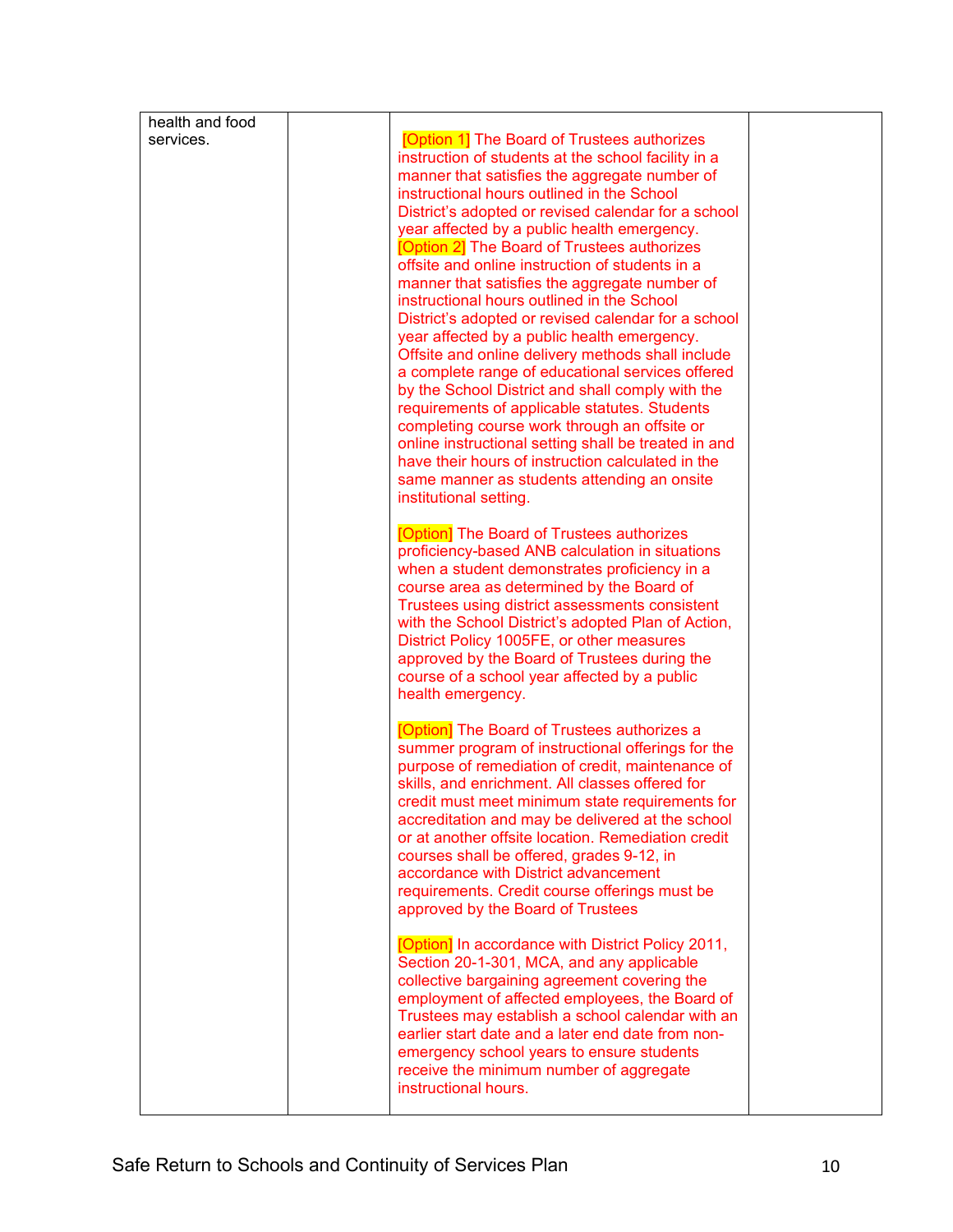| | | | |
|---|---|---|---|
| health and food services. | | [Option 1] The Board of Trustees authorizes instruction of students at the school facility in a manner that satisfies the aggregate number of instructional hours outlined in the School District's adopted or revised calendar for a school year affected by a public health emergency. [Option 2] The Board of Trustees authorizes offsite and online instruction of students in a manner that satisfies the aggregate number of instructional hours outlined in the School District's adopted or revised calendar for a school year affected by a public health emergency. Offsite and online delivery methods shall include a complete range of educational services offered by the School District and shall comply with the requirements of applicable statutes. Students completing course work through an offsite or online instructional setting shall be treated in and have their hours of instruction calculated in the same manner as students attending an onsite institutional setting.<br><br>[Option] The Board of Trustees authorizes proficiency-based ANB calculation in situations when a student demonstrates proficiency in a course area as determined by the Board of Trustees using district assessments consistent with the School District's adopted Plan of Action, District Policy 1005FE, or other measures approved by the Board of Trustees during the course of a school year affected by a public health emergency.<br><br>[Option] The Board of Trustees authorizes a summer program of instructional offerings for the purpose of remediation of credit, maintenance of skills, and enrichment. All classes offered for credit must meet minimum state requirements for accreditation and may be delivered at the school or at another offsite location. Remediation credit courses shall be offered, grades 9-12, in accordance with District advancement requirements. Credit course offerings must be approved by the Board of Trustees<br><br>[Option] In accordance with District Policy 2011, Section 20-1-301, MCA, and any applicable collective bargaining agreement covering the employment of affected employees, the Board of Trustees may establish a school calendar with an earlier start date and a later end date from non-emergency school years to ensure students receive the minimum number of aggregate instructional hours. | |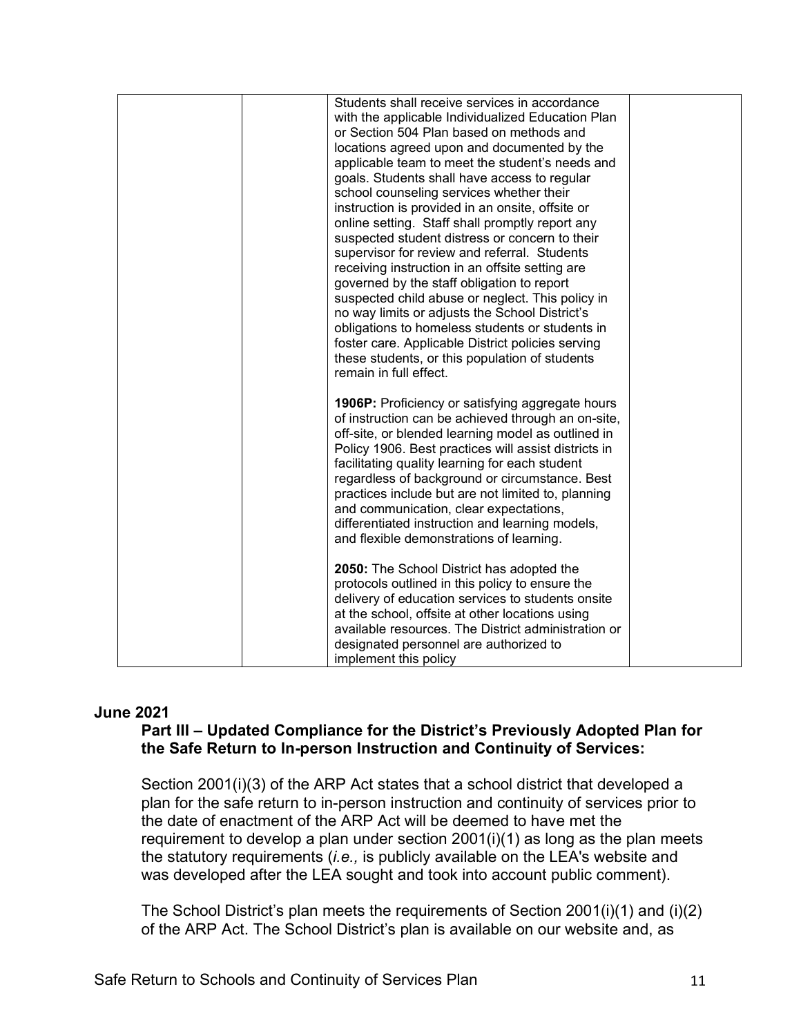| | | | |
|---|---|---|---|
| | | Students shall receive services in accordance with the applicable Individualized Education Plan or Section 504 Plan based on methods and locations agreed upon and documented by the applicable team to meet the student's needs and goals. Students shall have access to regular school counseling services whether their instruction is provided in an onsite, offsite or online setting. Staff shall promptly report any suspected student distress or concern to their supervisor for review and referral. Students receiving instruction in an offsite setting are governed by the staff obligation to report suspected child abuse or neglect. This policy in no way limits or adjusts the School District's obligations to homeless students or students in foster care. Applicable District policies serving these students, or this population of students remain in full effect.<br><br>**1906P:** Proficiency or satisfying aggregate hours of instruction can be achieved through an on-site, off-site, or blended learning model as outlined in Policy 1906. Best practices will assist districts in facilitating quality learning for each student regardless of background or circumstance. Best practices include but are not limited to, planning and communication, clear expectations, differentiated instruction and learning models, and flexible demonstrations of learning.<br><br>**2050:** The School District has adopted the protocols outlined in this policy to ensure the delivery of education services to students onsite at the school, offsite at other locations using available resources. The District administration or designated personnel are authorized to implement this policy | |

**June 2021**

### Part III – Updated Compliance for the District's Previously Adopted Plan for the Safe Return to In-person Instruction and Continuity of Services:

Section 2001(i)(3) of the ARP Act states that a school district that developed a plan for the safe return to in-person instruction and continuity of services prior to the date of enactment of the ARP Act will be deemed to have met the requirement to develop a plan under section 2001(i)(1) as long as the plan meets the statutory requirements (*i.e.,* is publicly available on the LEA's website and was developed after the LEA sought and took into account public comment).

The School District's plan meets the requirements of Section 2001(i)(1) and (i)(2) of the ARP Act. The School District's plan is available on our website and, as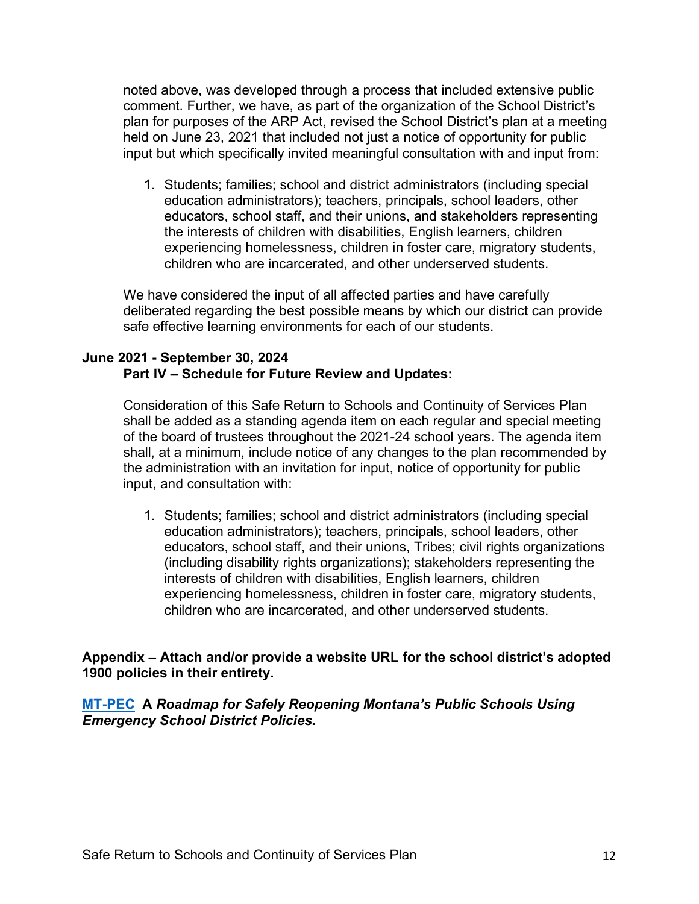noted above, was developed through a process that included extensive public comment. Further, we have, as part of the organization of the School District's plan for purposes of the ARP Act, revised the School District's plan at a meeting held on June 23, 2021 that included not just a notice of opportunity for public input but which specifically invited meaningful consultation with and input from:

1. Students; families; school and district administrators (including special education administrators); teachers, principals, school leaders, other educators, school staff, and their unions, and stakeholders representing the interests of children with disabilities, English learners, children experiencing homelessness, children in foster care, migratory students, children who are incarcerated, and other underserved students.

We have considered the input of all affected parties and have carefully deliberated regarding the best possible means by which our district can provide safe effective learning environments for each of our students.

**June 2021 - September 30, 2024**

**Part IV – Schedule for Future Review and Updates:**

Consideration of this Safe Return to Schools and Continuity of Services Plan shall be added as a standing agenda item on each regular and special meeting of the board of trustees throughout the 2021-24 school years. The agenda item shall, at a minimum, include notice of any changes to the plan recommended by the administration with an invitation for input, notice of opportunity for public input, and consultation with:

1. Students; families; school and district administrators (including special education administrators); teachers, principals, school leaders, other educators, school staff, and their unions, Tribes; civil rights organizations (including disability rights organizations); stakeholders representing the interests of children with disabilities, English learners, children experiencing homelessness, children in foster care, migratory students, children who are incarcerated, and other underserved students.

**Appendix – Attach and/or provide a website URL for the school district's adopted 1900 policies in their entirety.**

**MT-PEC A *Roadmap for Safely Reopening Montana's Public Schools Using Emergency School District Policies.***